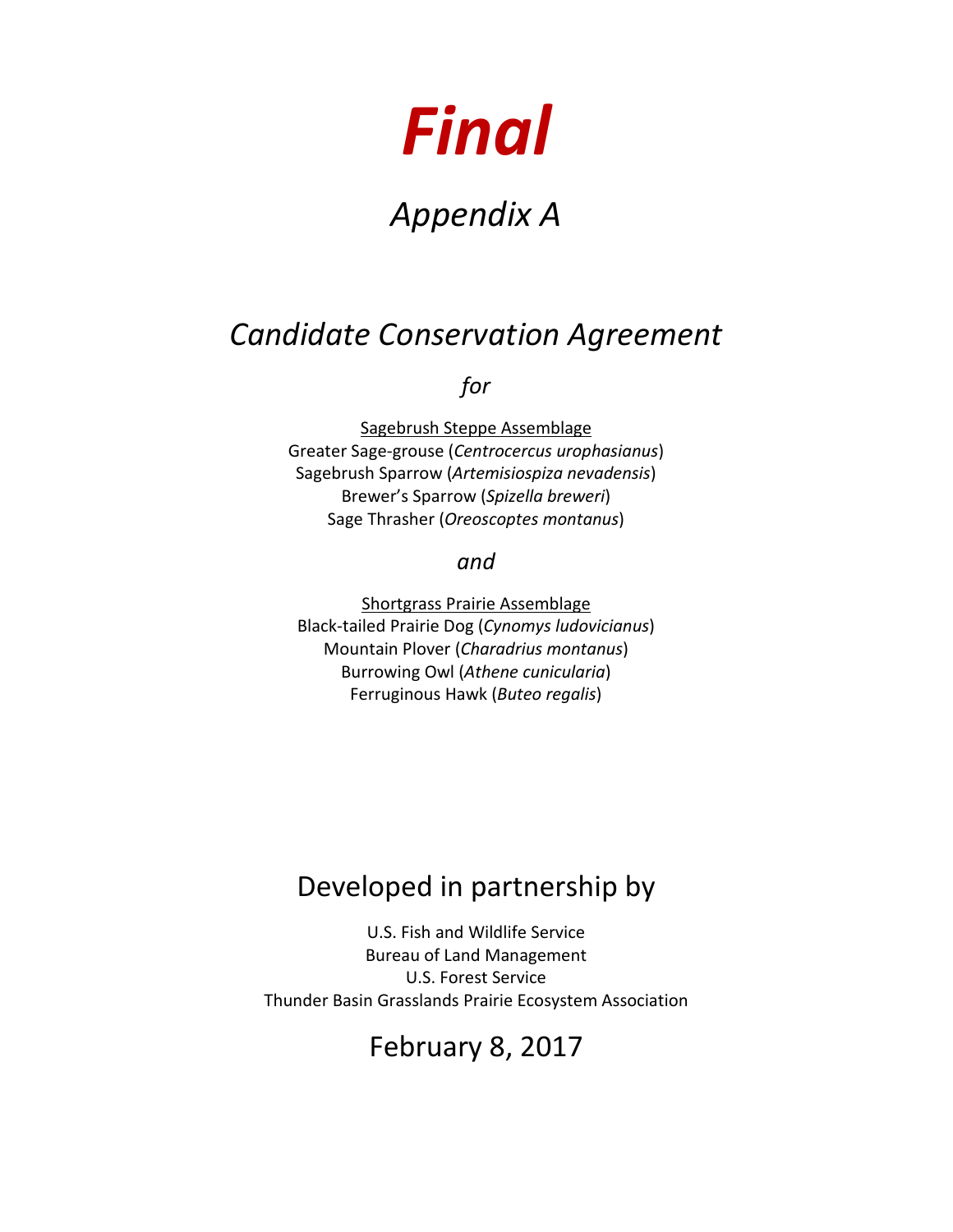# *Final*

## *Appendix A*

## *Candidate Conservation Agreement*

*for*

<u>Sagebrush Steppe Assemblage</u>
Greater Sage-grouse (*Centrocercus urophasianus*)
Sagebrush Sparrow (*Artemisiospiza nevadensis*)
Brewer's Sparrow (*Spizella breweri*)
Sage Thrasher (*Oreoscoptes montanus*)

*and*

<u>Shortgrass Prairie Assemblage</u>
Black-tailed Prairie Dog (*Cynomys ludovicianus*)
Mountain Plover (*Charadrius montanus*)
Burrowing Owl (*Athene cunicularia*)
Ferruginous Hawk (*Buteo regalis*)

## Developed in partnership by

U.S. Fish and Wildlife Service
Bureau of Land Management
U.S. Forest Service
Thunder Basin Grasslands Prairie Ecosystem Association

## February 8, 2017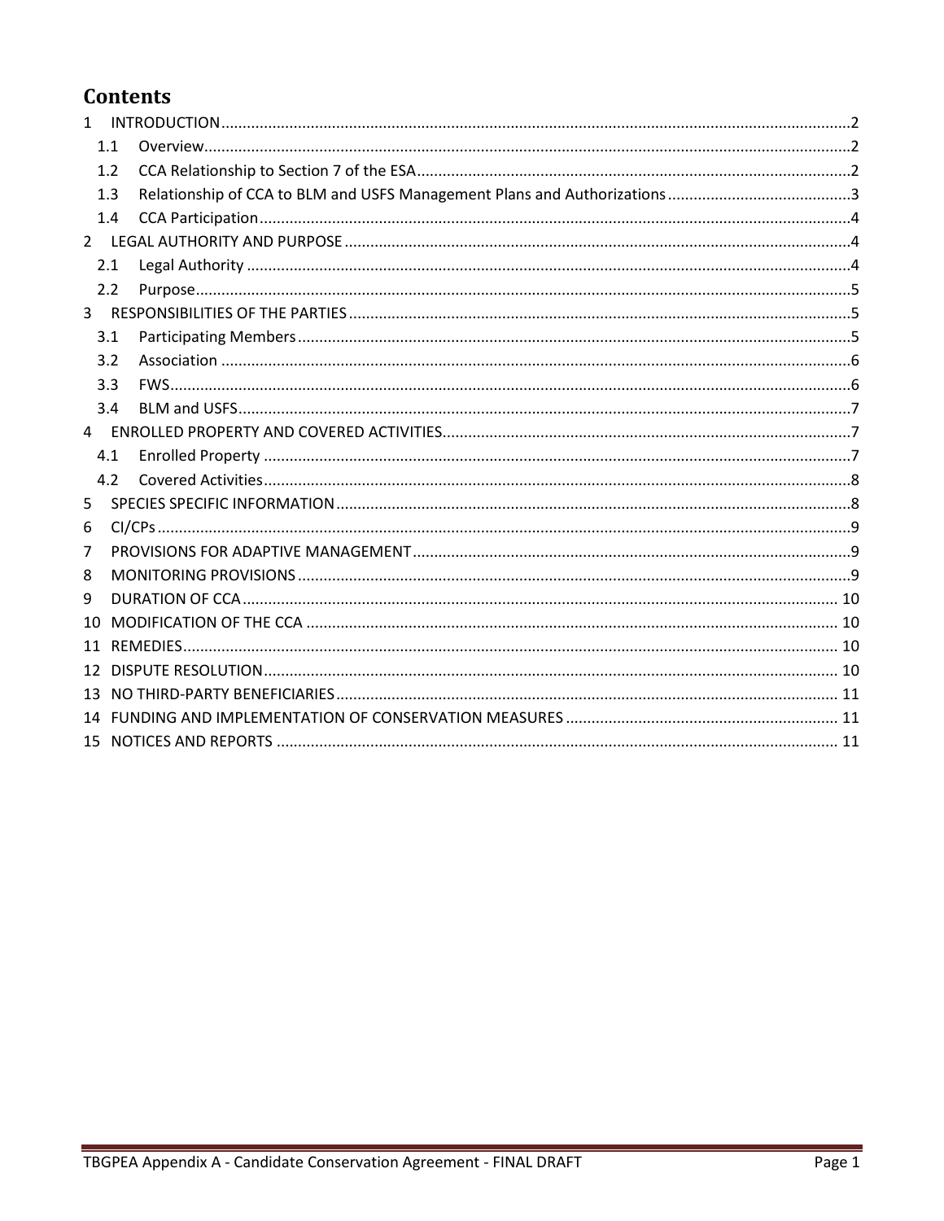# Contents

1 INTRODUCTION .......... 2
  1.1 Overview .......... 2
  1.2 CCA Relationship to Section 7 of the ESA .......... 2
  1.3 Relationship of CCA to BLM and USFS Management Plans and Authorizations .......... 3
  1.4 CCA Participation .......... 4
2 LEGAL AUTHORITY AND PURPOSE .......... 4
  2.1 Legal Authority .......... 4
  2.2 Purpose .......... 5
3 RESPONSIBILITIES OF THE PARTIES .......... 5
  3.1 Participating Members .......... 5
  3.2 Association .......... 6
  3.3 FWS .......... 6
  3.4 BLM and USFS .......... 7
4 ENROLLED PROPERTY AND COVERED ACTIVITIES .......... 7
  4.1 Enrolled Property .......... 7
  4.2 Covered Activities .......... 8
5 SPECIES SPECIFIC INFORMATION .......... 8
6 CI/CPs .......... 9
7 PROVISIONS FOR ADAPTIVE MANAGEMENT .......... 9
8 MONITORING PROVISIONS .......... 9
9 DURATION OF CCA .......... 10
10 MODIFICATION OF THE CCA .......... 10
11 REMEDIES .......... 10
12 DISPUTE RESOLUTION .......... 10
13 NO THIRD-PARTY BENEFICIARIES .......... 11
14 FUNDING AND IMPLEMENTATION OF CONSERVATION MEASURES .......... 11
15 NOTICES AND REPORTS .......... 11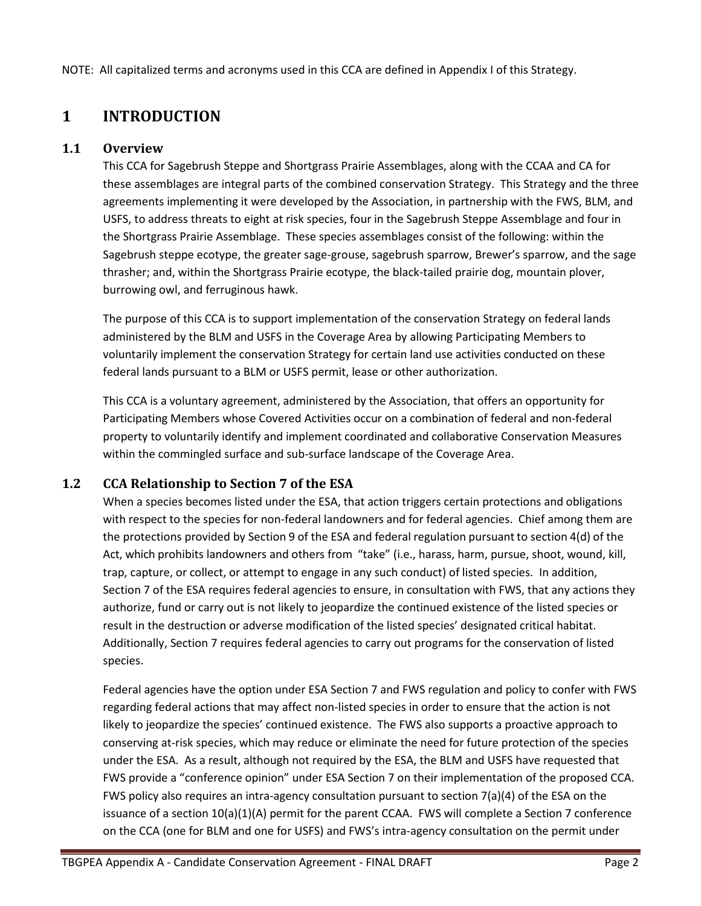NOTE: All capitalized terms and acronyms used in this CCA are defined in Appendix I of this Strategy.

# 1 INTRODUCTION

## 1.1 Overview

This CCA for Sagebrush Steppe and Shortgrass Prairie Assemblages, along with the CCAA and CA for these assemblages are integral parts of the combined conservation Strategy. This Strategy and the three agreements implementing it were developed by the Association, in partnership with the FWS, BLM, and USFS, to address threats to eight at risk species, four in the Sagebrush Steppe Assemblage and four in the Shortgrass Prairie Assemblage. These species assemblages consist of the following: within the Sagebrush steppe ecotype, the greater sage-grouse, sagebrush sparrow, Brewer's sparrow, and the sage thrasher; and, within the Shortgrass Prairie ecotype, the black-tailed prairie dog, mountain plover, burrowing owl, and ferruginous hawk.

The purpose of this CCA is to support implementation of the conservation Strategy on federal lands administered by the BLM and USFS in the Coverage Area by allowing Participating Members to voluntarily implement the conservation Strategy for certain land use activities conducted on these federal lands pursuant to a BLM or USFS permit, lease or other authorization.

This CCA is a voluntary agreement, administered by the Association, that offers an opportunity for Participating Members whose Covered Activities occur on a combination of federal and non-federal property to voluntarily identify and implement coordinated and collaborative Conservation Measures within the commingled surface and sub-surface landscape of the Coverage Area.

## 1.2 CCA Relationship to Section 7 of the ESA

When a species becomes listed under the ESA, that action triggers certain protections and obligations with respect to the species for non-federal landowners and for federal agencies. Chief among them are the protections provided by Section 9 of the ESA and federal regulation pursuant to section 4(d) of the Act, which prohibits landowners and others from "take" (i.e., harass, harm, pursue, shoot, wound, kill, trap, capture, or collect, or attempt to engage in any such conduct) of listed species. In addition, Section 7 of the ESA requires federal agencies to ensure, in consultation with FWS, that any actions they authorize, fund or carry out is not likely to jeopardize the continued existence of the listed species or result in the destruction or adverse modification of the listed species' designated critical habitat. Additionally, Section 7 requires federal agencies to carry out programs for the conservation of listed species.

Federal agencies have the option under ESA Section 7 and FWS regulation and policy to confer with FWS regarding federal actions that may affect non-listed species in order to ensure that the action is not likely to jeopardize the species' continued existence. The FWS also supports a proactive approach to conserving at-risk species, which may reduce or eliminate the need for future protection of the species under the ESA. As a result, although not required by the ESA, the BLM and USFS have requested that FWS provide a "conference opinion" under ESA Section 7 on their implementation of the proposed CCA. FWS policy also requires an intra-agency consultation pursuant to section 7(a)(4) of the ESA on the issuance of a section 10(a)(1)(A) permit for the parent CCAA. FWS will complete a Section 7 conference on the CCA (one for BLM and one for USFS) and FWS's intra-agency consultation on the permit under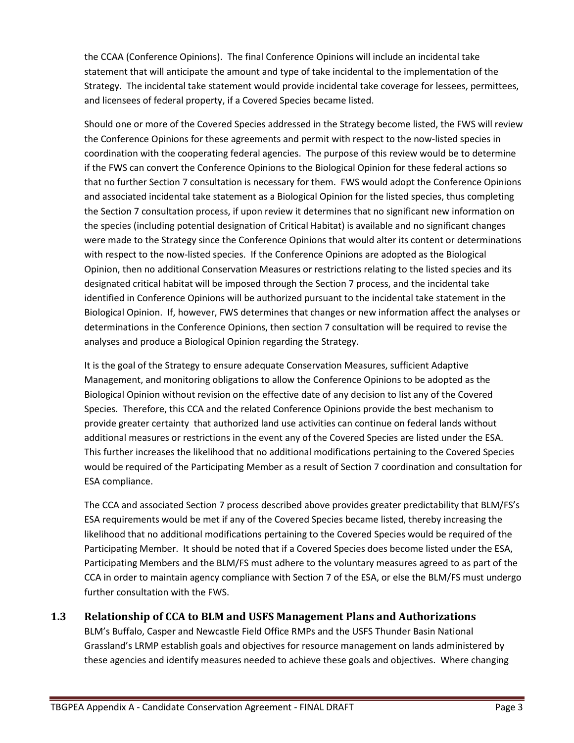the CCAA (Conference Opinions). The final Conference Opinions will include an incidental take statement that will anticipate the amount and type of take incidental to the implementation of the Strategy. The incidental take statement would provide incidental take coverage for lessees, permittees, and licensees of federal property, if a Covered Species became listed.

Should one or more of the Covered Species addressed in the Strategy become listed, the FWS will review the Conference Opinions for these agreements and permit with respect to the now-listed species in coordination with the cooperating federal agencies. The purpose of this review would be to determine if the FWS can convert the Conference Opinions to the Biological Opinion for these federal actions so that no further Section 7 consultation is necessary for them. FWS would adopt the Conference Opinions and associated incidental take statement as a Biological Opinion for the listed species, thus completing the Section 7 consultation process, if upon review it determines that no significant new information on the species (including potential designation of Critical Habitat) is available and no significant changes were made to the Strategy since the Conference Opinions that would alter its content or determinations with respect to the now-listed species. If the Conference Opinions are adopted as the Biological Opinion, then no additional Conservation Measures or restrictions relating to the listed species and its designated critical habitat will be imposed through the Section 7 process, and the incidental take identified in Conference Opinions will be authorized pursuant to the incidental take statement in the Biological Opinion. If, however, FWS determines that changes or new information affect the analyses or determinations in the Conference Opinions, then section 7 consultation will be required to revise the analyses and produce a Biological Opinion regarding the Strategy.

It is the goal of the Strategy to ensure adequate Conservation Measures, sufficient Adaptive Management, and monitoring obligations to allow the Conference Opinions to be adopted as the Biological Opinion without revision on the effective date of any decision to list any of the Covered Species. Therefore, this CCA and the related Conference Opinions provide the best mechanism to provide greater certainty that authorized land use activities can continue on federal lands without additional measures or restrictions in the event any of the Covered Species are listed under the ESA. This further increases the likelihood that no additional modifications pertaining to the Covered Species would be required of the Participating Member as a result of Section 7 coordination and consultation for ESA compliance.

The CCA and associated Section 7 process described above provides greater predictability that BLM/FS's ESA requirements would be met if any of the Covered Species became listed, thereby increasing the likelihood that no additional modifications pertaining to the Covered Species would be required of the Participating Member. It should be noted that if a Covered Species does become listed under the ESA, Participating Members and the BLM/FS must adhere to the voluntary measures agreed to as part of the CCA in order to maintain agency compliance with Section 7 of the ESA, or else the BLM/FS must undergo further consultation with the FWS.

## 1.3 Relationship of CCA to BLM and USFS Management Plans and Authorizations

BLM's Buffalo, Casper and Newcastle Field Office RMPs and the USFS Thunder Basin National Grassland's LRMP establish goals and objectives for resource management on lands administered by these agencies and identify measures needed to achieve these goals and objectives. Where changing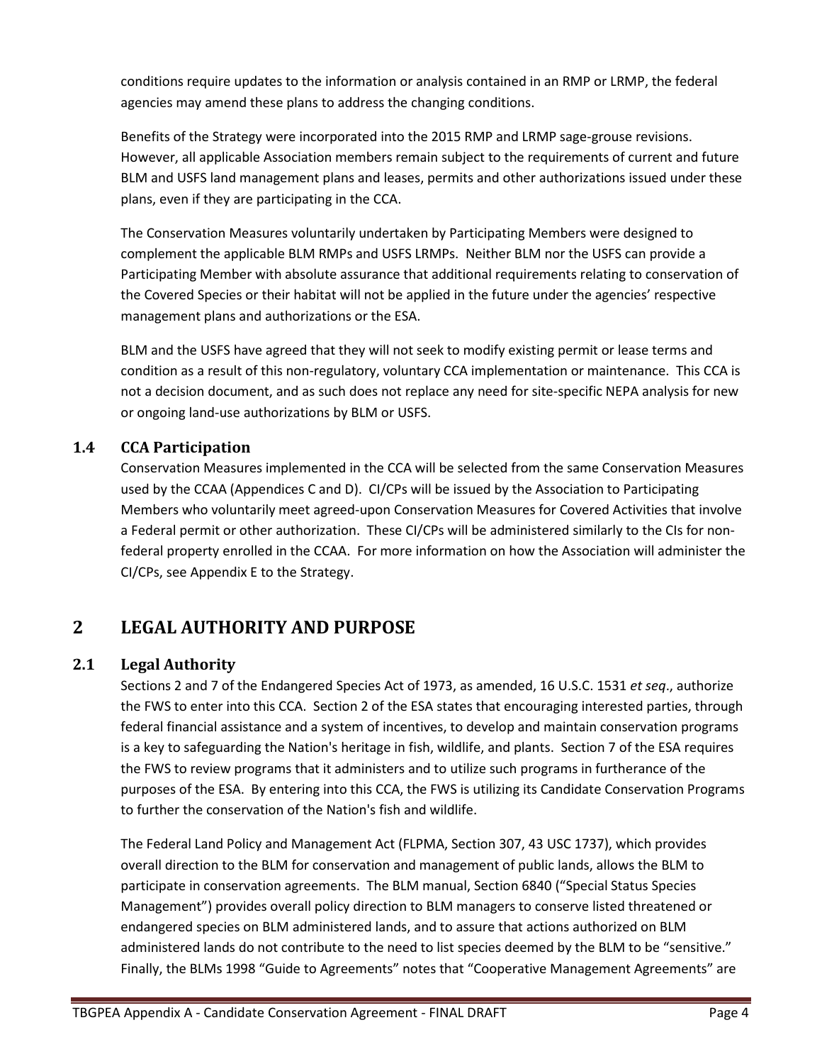conditions require updates to the information or analysis contained in an RMP or LRMP, the federal agencies may amend these plans to address the changing conditions.

Benefits of the Strategy were incorporated into the 2015 RMP and LRMP sage-grouse revisions. However, all applicable Association members remain subject to the requirements of current and future BLM and USFS land management plans and leases, permits and other authorizations issued under these plans, even if they are participating in the CCA.

The Conservation Measures voluntarily undertaken by Participating Members were designed to complement the applicable BLM RMPs and USFS LRMPs. Neither BLM nor the USFS can provide a Participating Member with absolute assurance that additional requirements relating to conservation of the Covered Species or their habitat will not be applied in the future under the agencies' respective management plans and authorizations or the ESA.

BLM and the USFS have agreed that they will not seek to modify existing permit or lease terms and condition as a result of this non-regulatory, voluntary CCA implementation or maintenance. This CCA is not a decision document, and as such does not replace any need for site-specific NEPA analysis for new or ongoing land-use authorizations by BLM or USFS.

### 1.4 CCA Participation

Conservation Measures implemented in the CCA will be selected from the same Conservation Measures used by the CCAA (Appendices C and D). CI/CPs will be issued by the Association to Participating Members who voluntarily meet agreed-upon Conservation Measures for Covered Activities that involve a Federal permit or other authorization. These CI/CPs will be administered similarly to the CIs for non-federal property enrolled in the CCAA. For more information on how the Association will administer the CI/CPs, see Appendix E to the Strategy.

## 2 LEGAL AUTHORITY AND PURPOSE

### 2.1 Legal Authority

Sections 2 and 7 of the Endangered Species Act of 1973, as amended, 16 U.S.C. 1531 *et seq*., authorize the FWS to enter into this CCA. Section 2 of the ESA states that encouraging interested parties, through federal financial assistance and a system of incentives, to develop and maintain conservation programs is a key to safeguarding the Nation's heritage in fish, wildlife, and plants. Section 7 of the ESA requires the FWS to review programs that it administers and to utilize such programs in furtherance of the purposes of the ESA. By entering into this CCA, the FWS is utilizing its Candidate Conservation Programs to further the conservation of the Nation's fish and wildlife.

The Federal Land Policy and Management Act (FLPMA, Section 307, 43 USC 1737), which provides overall direction to the BLM for conservation and management of public lands, allows the BLM to participate in conservation agreements. The BLM manual, Section 6840 ("Special Status Species Management") provides overall policy direction to BLM managers to conserve listed threatened or endangered species on BLM administered lands, and to assure that actions authorized on BLM administered lands do not contribute to the need to list species deemed by the BLM to be "sensitive." Finally, the BLMs 1998 "Guide to Agreements" notes that "Cooperative Management Agreements" are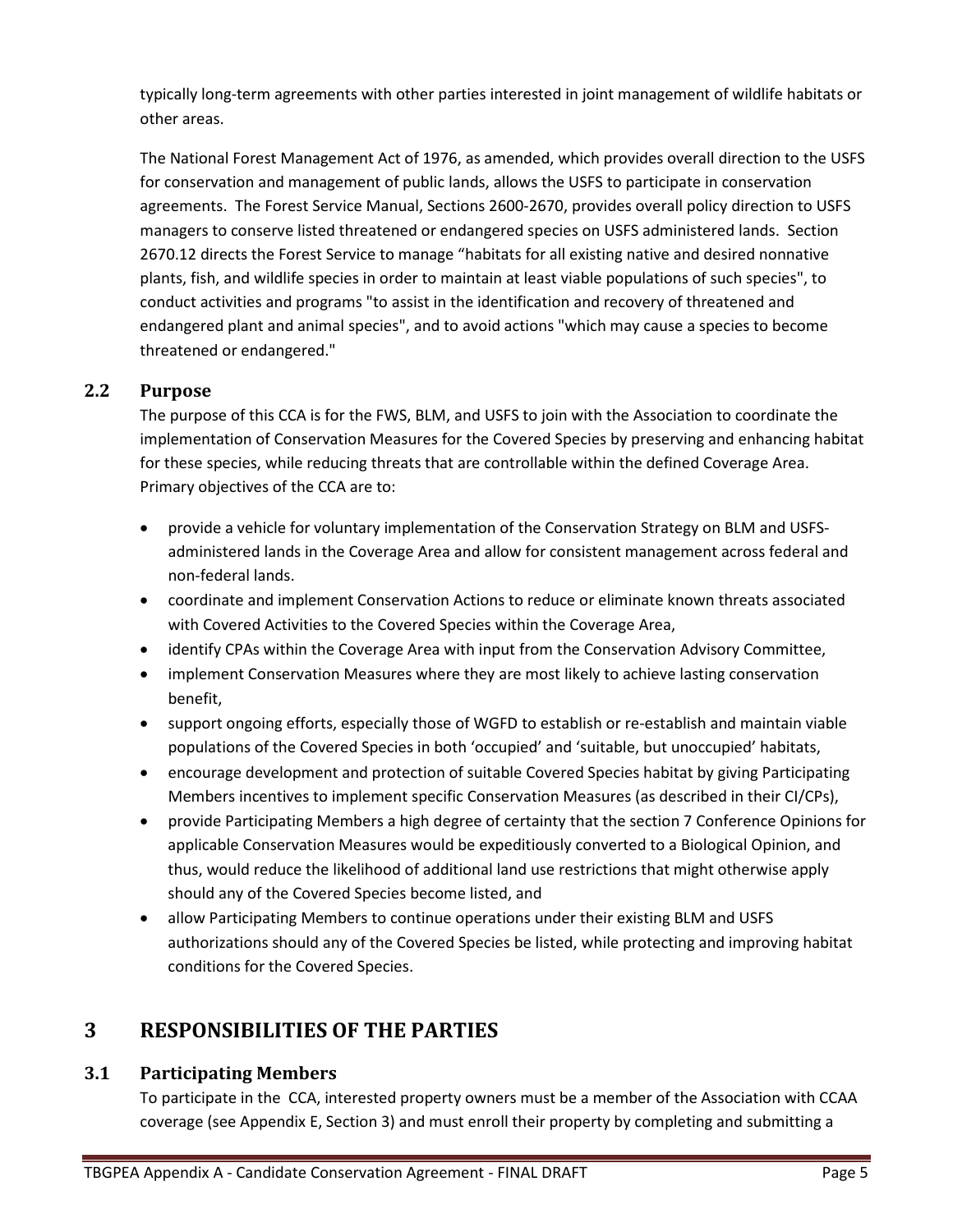typically long-term agreements with other parties interested in joint management of wildlife habitats or other areas.

The National Forest Management Act of 1976, as amended, which provides overall direction to the USFS for conservation and management of public lands, allows the USFS to participate in conservation agreements. The Forest Service Manual, Sections 2600-2670, provides overall policy direction to USFS managers to conserve listed threatened or endangered species on USFS administered lands. Section 2670.12 directs the Forest Service to manage "habitats for all existing native and desired nonnative plants, fish, and wildlife species in order to maintain at least viable populations of such species", to conduct activities and programs "to assist in the identification and recovery of threatened and endangered plant and animal species", and to avoid actions "which may cause a species to become threatened or endangered."

### 2.2 Purpose

The purpose of this CCA is for the FWS, BLM, and USFS to join with the Association to coordinate the implementation of Conservation Measures for the Covered Species by preserving and enhancing habitat for these species, while reducing threats that are controllable within the defined Coverage Area. Primary objectives of the CCA are to:

- provide a vehicle for voluntary implementation of the Conservation Strategy on BLM and USFS-administered lands in the Coverage Area and allow for consistent management across federal and non-federal lands.
- coordinate and implement Conservation Actions to reduce or eliminate known threats associated with Covered Activities to the Covered Species within the Coverage Area,
- identify CPAs within the Coverage Area with input from the Conservation Advisory Committee,
- implement Conservation Measures where they are most likely to achieve lasting conservation benefit,
- support ongoing efforts, especially those of WGFD to establish or re-establish and maintain viable populations of the Covered Species in both 'occupied' and 'suitable, but unoccupied' habitats,
- encourage development and protection of suitable Covered Species habitat by giving Participating Members incentives to implement specific Conservation Measures (as described in their CI/CPs),
- provide Participating Members a high degree of certainty that the section 7 Conference Opinions for applicable Conservation Measures would be expeditiously converted to a Biological Opinion, and thus, would reduce the likelihood of additional land use restrictions that might otherwise apply should any of the Covered Species become listed, and
- allow Participating Members to continue operations under their existing BLM and USFS authorizations should any of the Covered Species be listed, while protecting and improving habitat conditions for the Covered Species.

## 3 RESPONSIBILITIES OF THE PARTIES

### 3.1 Participating Members

To participate in the CCA, interested property owners must be a member of the Association with CCAA coverage (see Appendix E, Section 3) and must enroll their property by completing and submitting a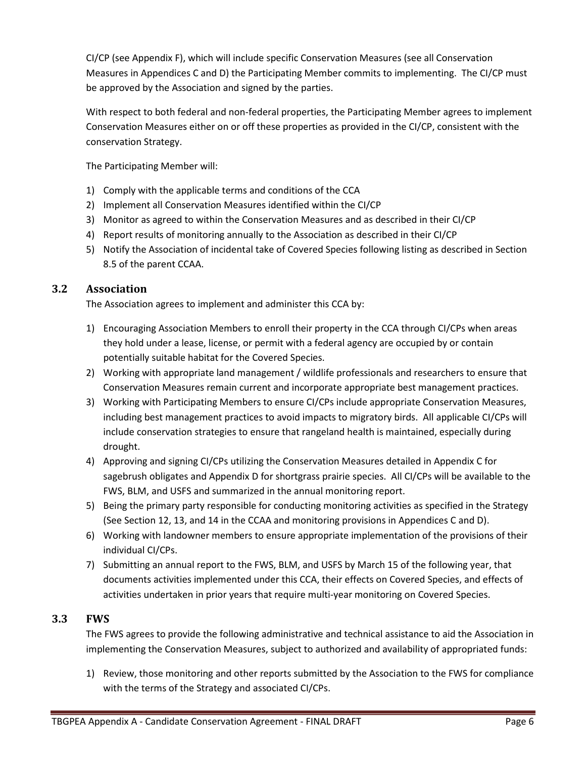CI/CP (see Appendix F), which will include specific Conservation Measures (see all Conservation Measures in Appendices C and D) the Participating Member commits to implementing. The CI/CP must be approved by the Association and signed by the parties.

With respect to both federal and non-federal properties, the Participating Member agrees to implement Conservation Measures either on or off these properties as provided in the CI/CP, consistent with the conservation Strategy.

The Participating Member will:

1) Comply with the applicable terms and conditions of the CCA
2) Implement all Conservation Measures identified within the CI/CP
3) Monitor as agreed to within the Conservation Measures and as described in their CI/CP
4) Report results of monitoring annually to the Association as described in their CI/CP
5) Notify the Association of incidental take of Covered Species following listing as described in Section 8.5 of the parent CCAA.

### 3.2 Association

The Association agrees to implement and administer this CCA by:

1) Encouraging Association Members to enroll their property in the CCA through CI/CPs when areas they hold under a lease, license, or permit with a federal agency are occupied by or contain potentially suitable habitat for the Covered Species.
2) Working with appropriate land management / wildlife professionals and researchers to ensure that Conservation Measures remain current and incorporate appropriate best management practices.
3) Working with Participating Members to ensure CI/CPs include appropriate Conservation Measures, including best management practices to avoid impacts to migratory birds. All applicable CI/CPs will include conservation strategies to ensure that rangeland health is maintained, especially during drought.
4) Approving and signing CI/CPs utilizing the Conservation Measures detailed in Appendix C for sagebrush obligates and Appendix D for shortgrass prairie species. All CI/CPs will be available to the FWS, BLM, and USFS and summarized in the annual monitoring report.
5) Being the primary party responsible for conducting monitoring activities as specified in the Strategy (See Section 12, 13, and 14 in the CCAA and monitoring provisions in Appendices C and D).
6) Working with landowner members to ensure appropriate implementation of the provisions of their individual CI/CPs.
7) Submitting an annual report to the FWS, BLM, and USFS by March 15 of the following year, that documents activities implemented under this CCA, their effects on Covered Species, and effects of activities undertaken in prior years that require multi-year monitoring on Covered Species.

### 3.3 FWS

The FWS agrees to provide the following administrative and technical assistance to aid the Association in implementing the Conservation Measures, subject to authorized and availability of appropriated funds:

1) Review, those monitoring and other reports submitted by the Association to the FWS for compliance with the terms of the Strategy and associated CI/CPs.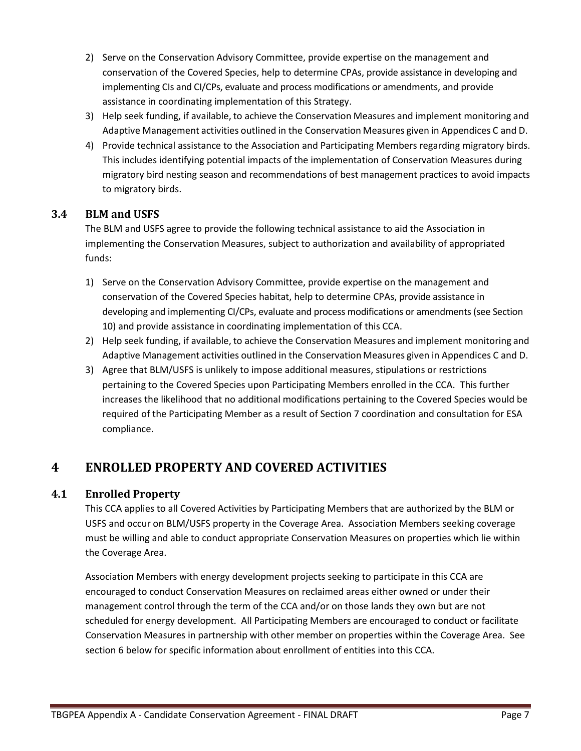2) Serve on the Conservation Advisory Committee, provide expertise on the management and conservation of the Covered Species, help to determine CPAs, provide assistance in developing and implementing CIs and CI/CPs, evaluate and process modifications or amendments, and provide assistance in coordinating implementation of this Strategy.
3) Help seek funding, if available, to achieve the Conservation Measures and implement monitoring and Adaptive Management activities outlined in the Conservation Measures given in Appendices C and D.
4) Provide technical assistance to the Association and Participating Members regarding migratory birds. This includes identifying potential impacts of the implementation of Conservation Measures during migratory bird nesting season and recommendations of best management practices to avoid impacts to migratory birds.

### 3.4 BLM and USFS

The BLM and USFS agree to provide the following technical assistance to aid the Association in implementing the Conservation Measures, subject to authorization and availability of appropriated funds:

1) Serve on the Conservation Advisory Committee, provide expertise on the management and conservation of the Covered Species habitat, help to determine CPAs, provide assistance in developing and implementing CI/CPs, evaluate and process modifications or amendments (see Section 10) and provide assistance in coordinating implementation of this CCA.
2) Help seek funding, if available, to achieve the Conservation Measures and implement monitoring and Adaptive Management activities outlined in the Conservation Measures given in Appendices C and D.
3) Agree that BLM/USFS is unlikely to impose additional measures, stipulations or restrictions pertaining to the Covered Species upon Participating Members enrolled in the CCA. This further increases the likelihood that no additional modifications pertaining to the Covered Species would be required of the Participating Member as a result of Section 7 coordination and consultation for ESA compliance.

## 4 ENROLLED PROPERTY AND COVERED ACTIVITIES

### 4.1 Enrolled Property

This CCA applies to all Covered Activities by Participating Members that are authorized by the BLM or USFS and occur on BLM/USFS property in the Coverage Area. Association Members seeking coverage must be willing and able to conduct appropriate Conservation Measures on properties which lie within the Coverage Area.

Association Members with energy development projects seeking to participate in this CCA are encouraged to conduct Conservation Measures on reclaimed areas either owned or under their management control through the term of the CCA and/or on those lands they own but are not scheduled for energy development. All Participating Members are encouraged to conduct or facilitate Conservation Measures in partnership with other member on properties within the Coverage Area. See section 6 below for specific information about enrollment of entities into this CCA.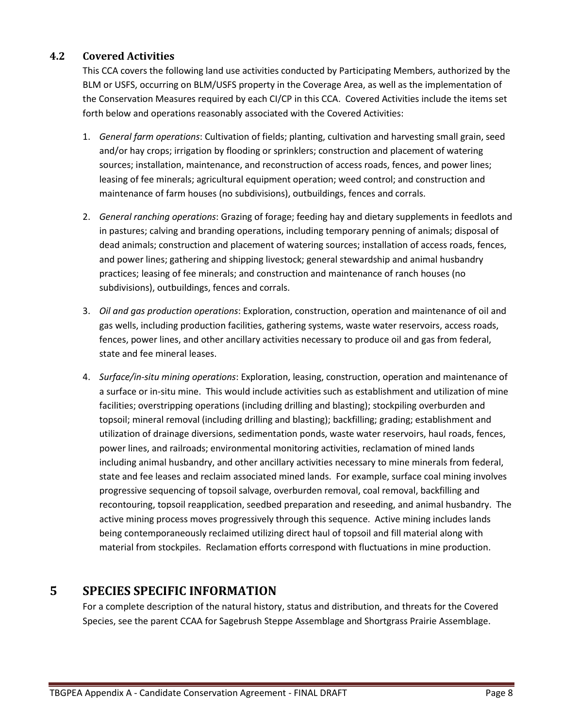### 4.2 Covered Activities

This CCA covers the following land use activities conducted by Participating Members, authorized by the BLM or USFS, occurring on BLM/USFS property in the Coverage Area, as well as the implementation of the Conservation Measures required by each CI/CP in this CCA. Covered Activities include the items set forth below and operations reasonably associated with the Covered Activities:

1. *General farm operations*: Cultivation of fields; planting, cultivation and harvesting small grain, seed and/or hay crops; irrigation by flooding or sprinklers; construction and placement of watering sources; installation, maintenance, and reconstruction of access roads, fences, and power lines; leasing of fee minerals; agricultural equipment operation; weed control; and construction and maintenance of farm houses (no subdivisions), outbuildings, fences and corrals.

2. *General ranching operations*: Grazing of forage; feeding hay and dietary supplements in feedlots and in pastures; calving and branding operations, including temporary penning of animals; disposal of dead animals; construction and placement of watering sources; installation of access roads, fences, and power lines; gathering and shipping livestock; general stewardship and animal husbandry practices; leasing of fee minerals; and construction and maintenance of ranch houses (no subdivisions), outbuildings, fences and corrals.

3. *Oil and gas production operations*: Exploration, construction, operation and maintenance of oil and gas wells, including production facilities, gathering systems, waste water reservoirs, access roads, fences, power lines, and other ancillary activities necessary to produce oil and gas from federal, state and fee mineral leases.

4. *Surface/in-situ mining operations*: Exploration, leasing, construction, operation and maintenance of a surface or in-situ mine. This would include activities such as establishment and utilization of mine facilities; overstripping operations (including drilling and blasting); stockpiling overburden and topsoil; mineral removal (including drilling and blasting); backfilling; grading; establishment and utilization of drainage diversions, sedimentation ponds, waste water reservoirs, haul roads, fences, power lines, and railroads; environmental monitoring activities, reclamation of mined lands including animal husbandry, and other ancillary activities necessary to mine minerals from federal, state and fee leases and reclaim associated mined lands. For example, surface coal mining involves progressive sequencing of topsoil salvage, overburden removal, coal removal, backfilling and recontouring, topsoil reapplication, seedbed preparation and reseeding, and animal husbandry. The active mining process moves progressively through this sequence. Active mining includes lands being contemporaneously reclaimed utilizing direct haul of topsoil and fill material along with material from stockpiles. Reclamation efforts correspond with fluctuations in mine production.

## 5 SPECIES SPECIFIC INFORMATION

For a complete description of the natural history, status and distribution, and threats for the Covered Species, see the parent CCAA for Sagebrush Steppe Assemblage and Shortgrass Prairie Assemblage.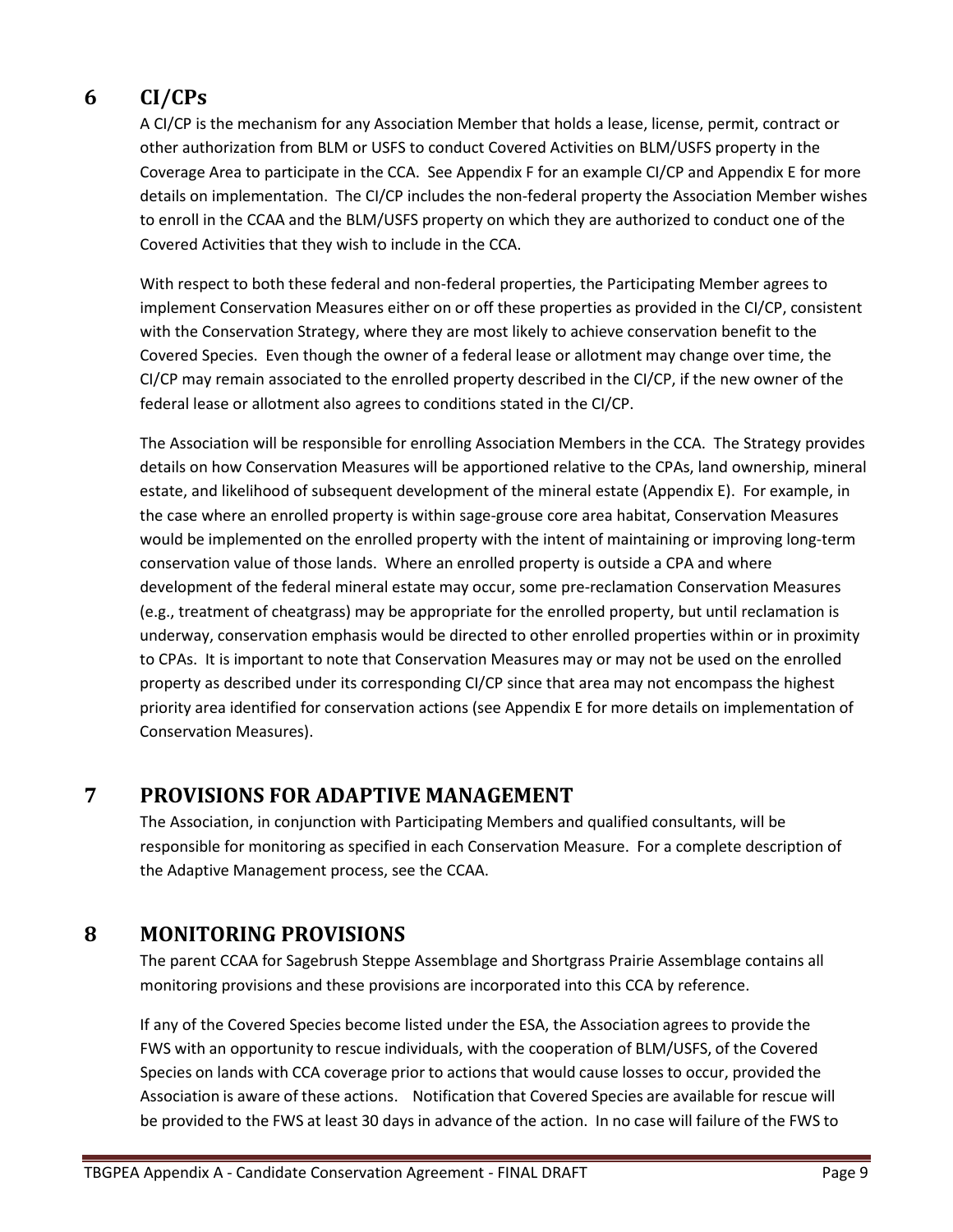## 6 CI/CPs

A CI/CP is the mechanism for any Association Member that holds a lease, license, permit, contract or other authorization from BLM or USFS to conduct Covered Activities on BLM/USFS property in the Coverage Area to participate in the CCA. See Appendix F for an example CI/CP and Appendix E for more details on implementation. The CI/CP includes the non-federal property the Association Member wishes to enroll in the CCAA and the BLM/USFS property on which they are authorized to conduct one of the Covered Activities that they wish to include in the CCA.

With respect to both these federal and non-federal properties, the Participating Member agrees to implement Conservation Measures either on or off these properties as provided in the CI/CP, consistent with the Conservation Strategy, where they are most likely to achieve conservation benefit to the Covered Species. Even though the owner of a federal lease or allotment may change over time, the CI/CP may remain associated to the enrolled property described in the CI/CP, if the new owner of the federal lease or allotment also agrees to conditions stated in the CI/CP.

The Association will be responsible for enrolling Association Members in the CCA. The Strategy provides details on how Conservation Measures will be apportioned relative to the CPAs, land ownership, mineral estate, and likelihood of subsequent development of the mineral estate (Appendix E). For example, in the case where an enrolled property is within sage-grouse core area habitat, Conservation Measures would be implemented on the enrolled property with the intent of maintaining or improving long-term conservation value of those lands. Where an enrolled property is outside a CPA and where development of the federal mineral estate may occur, some pre-reclamation Conservation Measures (e.g., treatment of cheatgrass) may be appropriate for the enrolled property, but until reclamation is underway, conservation emphasis would be directed to other enrolled properties within or in proximity to CPAs. It is important to note that Conservation Measures may or may not be used on the enrolled property as described under its corresponding CI/CP since that area may not encompass the highest priority area identified for conservation actions (see Appendix E for more details on implementation of Conservation Measures).

## 7 PROVISIONS FOR ADAPTIVE MANAGEMENT

The Association, in conjunction with Participating Members and qualified consultants, will be responsible for monitoring as specified in each Conservation Measure. For a complete description of the Adaptive Management process, see the CCAA.

## 8 MONITORING PROVISIONS

The parent CCAA for Sagebrush Steppe Assemblage and Shortgrass Prairie Assemblage contains all monitoring provisions and these provisions are incorporated into this CCA by reference.

If any of the Covered Species become listed under the ESA, the Association agrees to provide the FWS with an opportunity to rescue individuals, with the cooperation of BLM/USFS, of the Covered Species on lands with CCA coverage prior to actions that would cause losses to occur, provided the Association is aware of these actions. Notification that Covered Species are available for rescue will be provided to the FWS at least 30 days in advance of the action. In no case will failure of the FWS to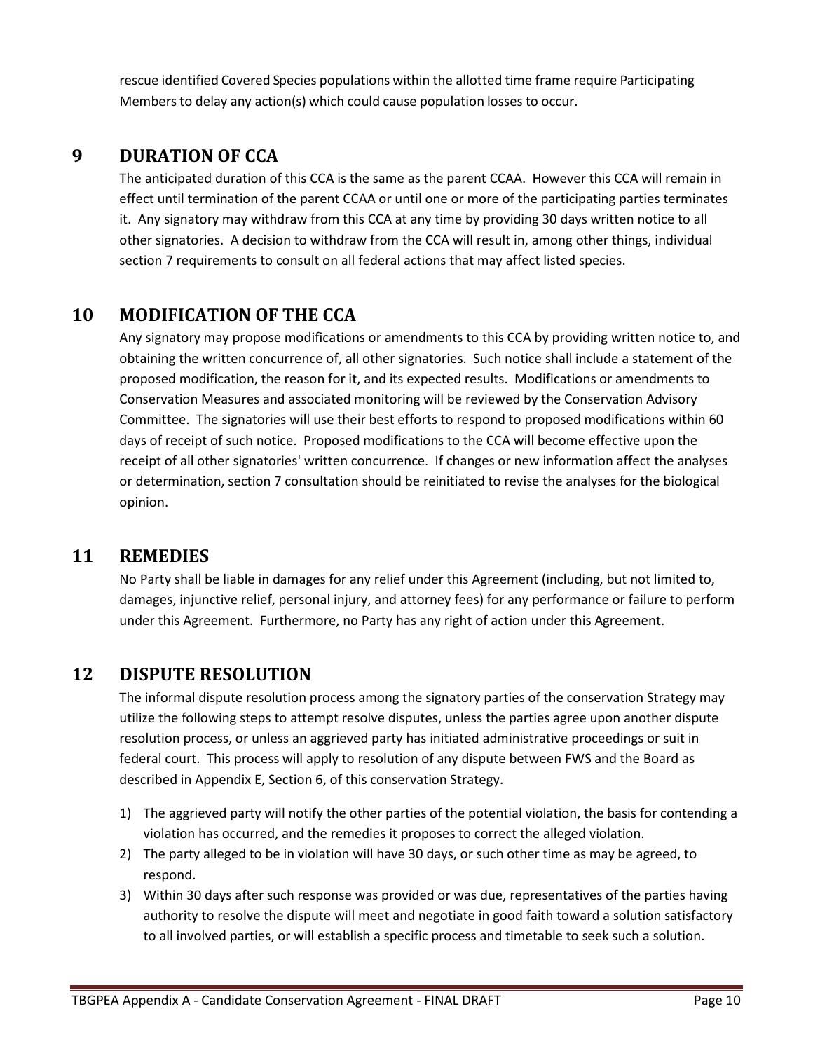rescue identified Covered Species populations within the allotted time frame require Participating Members to delay any action(s) which could cause population losses to occur.

## 9 DURATION OF CCA

The anticipated duration of this CCA is the same as the parent CCAA. However this CCA will remain in effect until termination of the parent CCAA or until one or more of the participating parties terminates it. Any signatory may withdraw from this CCA at any time by providing 30 days written notice to all other signatories. A decision to withdraw from the CCA will result in, among other things, individual section 7 requirements to consult on all federal actions that may affect listed species.

## 10 MODIFICATION OF THE CCA

Any signatory may propose modifications or amendments to this CCA by providing written notice to, and obtaining the written concurrence of, all other signatories. Such notice shall include a statement of the proposed modification, the reason for it, and its expected results. Modifications or amendments to Conservation Measures and associated monitoring will be reviewed by the Conservation Advisory Committee. The signatories will use their best efforts to respond to proposed modifications within 60 days of receipt of such notice. Proposed modifications to the CCA will become effective upon the receipt of all other signatories' written concurrence. If changes or new information affect the analyses or determination, section 7 consultation should be reinitiated to revise the analyses for the biological opinion.

## 11 REMEDIES

No Party shall be liable in damages for any relief under this Agreement (including, but not limited to, damages, injunctive relief, personal injury, and attorney fees) for any performance or failure to perform under this Agreement. Furthermore, no Party has any right of action under this Agreement.

## 12 DISPUTE RESOLUTION

The informal dispute resolution process among the signatory parties of the conservation Strategy may utilize the following steps to attempt resolve disputes, unless the parties agree upon another dispute resolution process, or unless an aggrieved party has initiated administrative proceedings or suit in federal court. This process will apply to resolution of any dispute between FWS and the Board as described in Appendix E, Section 6, of this conservation Strategy.

1) The aggrieved party will notify the other parties of the potential violation, the basis for contending a violation has occurred, and the remedies it proposes to correct the alleged violation.
2) The party alleged to be in violation will have 30 days, or such other time as may be agreed, to respond.
3) Within 30 days after such response was provided or was due, representatives of the parties having authority to resolve the dispute will meet and negotiate in good faith toward a solution satisfactory to all involved parties, or will establish a specific process and timetable to seek such a solution.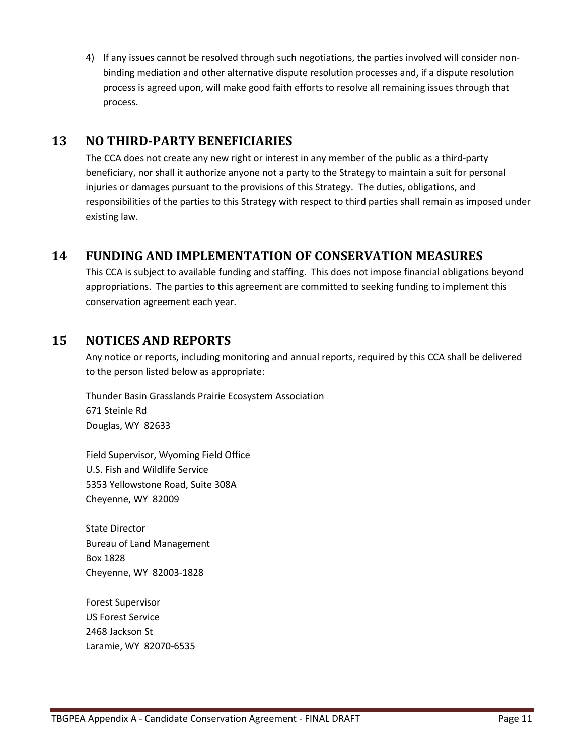4) If any issues cannot be resolved through such negotiations, the parties involved will consider non-binding mediation and other alternative dispute resolution processes and, if a dispute resolution process is agreed upon, will make good faith efforts to resolve all remaining issues through that process.

## 13 NO THIRD-PARTY BENEFICIARIES

The CCA does not create any new right or interest in any member of the public as a third-party beneficiary, nor shall it authorize anyone not a party to the Strategy to maintain a suit for personal injuries or damages pursuant to the provisions of this Strategy. The duties, obligations, and responsibilities of the parties to this Strategy with respect to third parties shall remain as imposed under existing law.

## 14 FUNDING AND IMPLEMENTATION OF CONSERVATION MEASURES

This CCA is subject to available funding and staffing. This does not impose financial obligations beyond appropriations. The parties to this agreement are committed to seeking funding to implement this conservation agreement each year.

## 15 NOTICES AND REPORTS

Any notice or reports, including monitoring and annual reports, required by this CCA shall be delivered to the person listed below as appropriate:

Thunder Basin Grasslands Prairie Ecosystem Association
671 Steinle Rd
Douglas, WY 82633

Field Supervisor, Wyoming Field Office
U.S. Fish and Wildlife Service
5353 Yellowstone Road, Suite 308A
Cheyenne, WY 82009

State Director
Bureau of Land Management
Box 1828
Cheyenne, WY 82003-1828

Forest Supervisor
US Forest Service
2468 Jackson St
Laramie, WY 82070-6535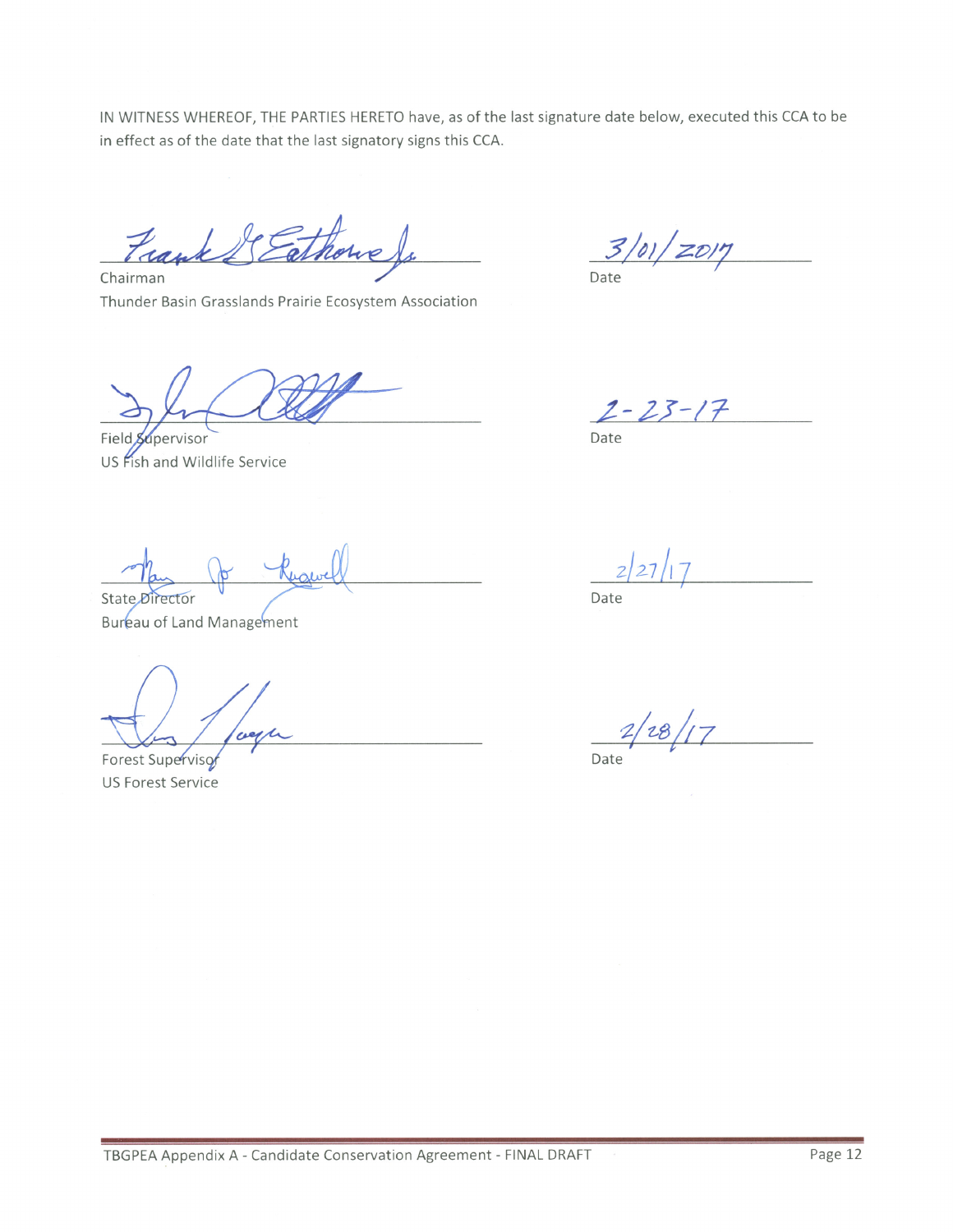IN WITNESS WHEREOF, THE PARTIES HERETO have, as of the last signature date below, executed this CCA to be in effect as of the date that the last signatory signs this CCA.

Chairman
Thunder Basin Grasslands Prairie Ecosystem Association

3/01/2017
Date

Field Supervisor
US Fish and Wildlife Service

2-23-17
Date

State Director
Bureau of Land Management

2/27/17
Date

Forest Supervisor
US Forest Service

2/28/17
Date